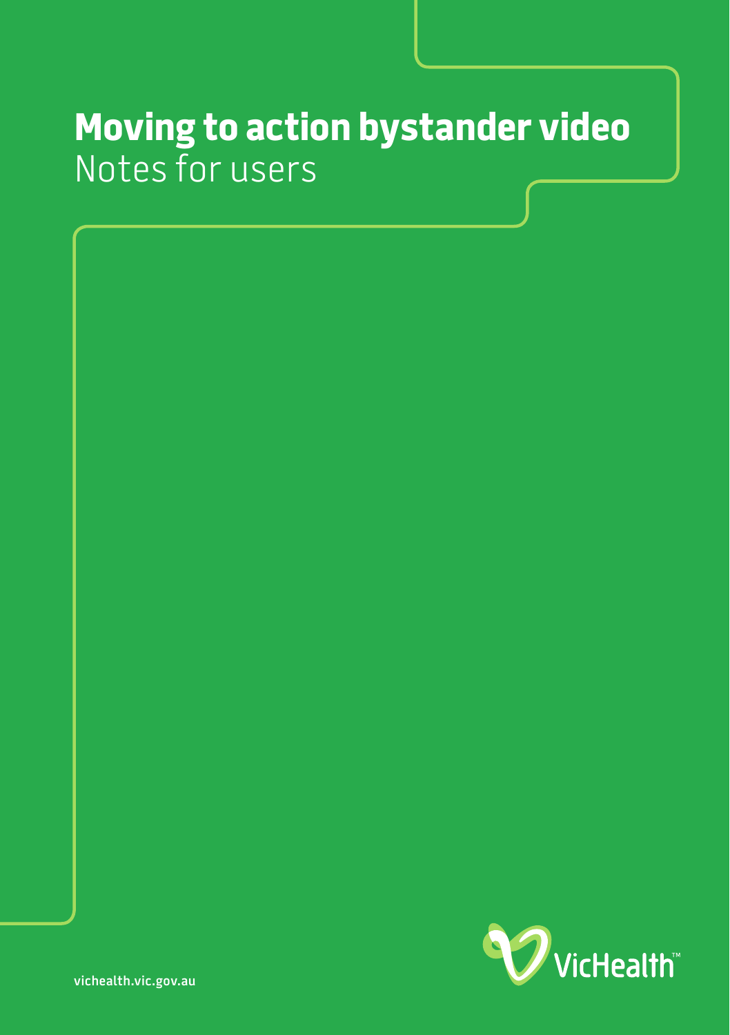# Moving to action bystander video

Notes for users

vichealth.vic.gov.au

VicHealth™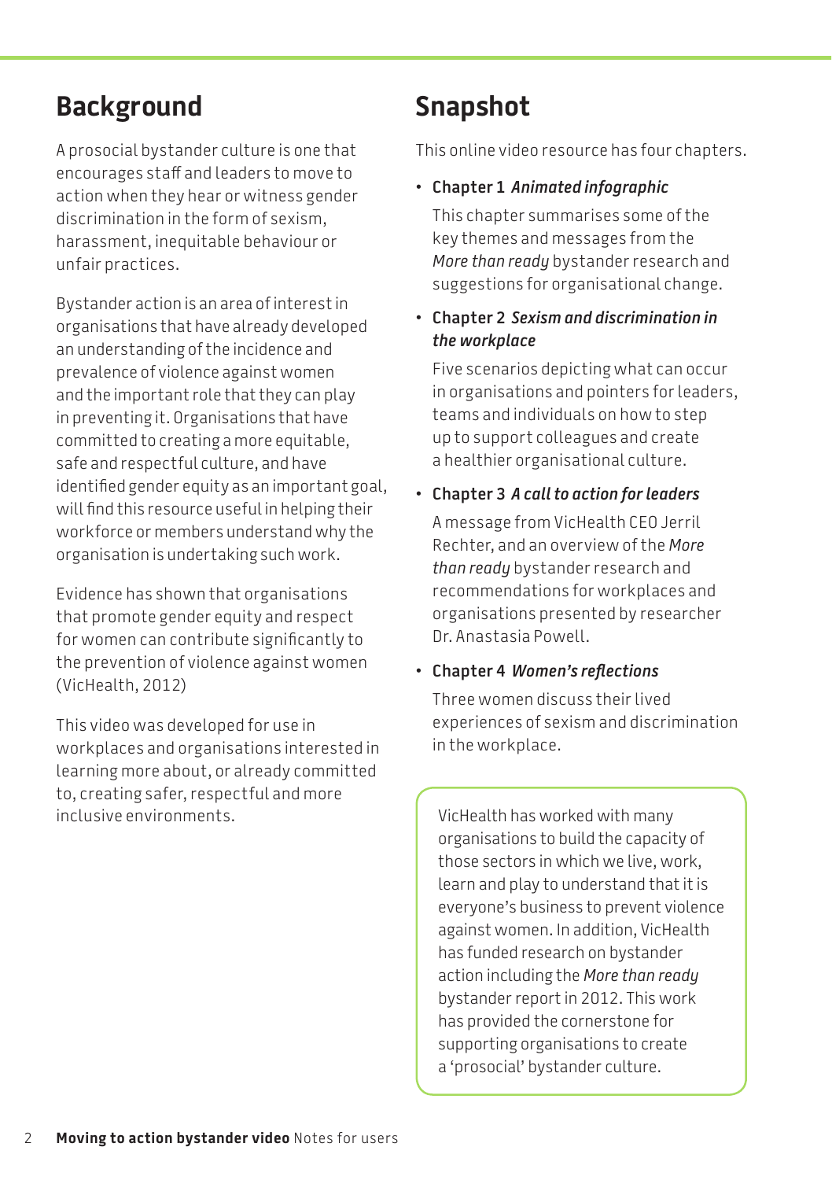## Background

A prosocial bystander culture is one that encourages staff and leaders to move to action when they hear or witness gender discrimination in the form of sexism, harassment, inequitable behaviour or unfair practices.

Bystander action is an area of interest in organisations that have already developed an understanding of the incidence and prevalence of violence against women and the important role that they can play in preventing it. Organisations that have committed to creating a more equitable, safe and respectful culture, and have identified gender equity as an important goal, will find this resource useful in helping their workforce or members understand why the organisation is undertaking such work.

Evidence has shown that organisations that promote gender equity and respect for women can contribute significantly to the prevention of violence against women (VicHealth, 2012)

This video was developed for use in workplaces and organisations interested in learning more about, or already committed to, creating safer, respectful and more inclusive environments.

## Snapshot

This online video resource has four chapters.

- **Chapter 1** ***Animated infographic***

  This chapter summarises some of the key themes and messages from the *More than ready* bystander research and suggestions for organisational change.

- **Chapter 2** ***Sexism and discrimination in the workplace***

  Five scenarios depicting what can occur in organisations and pointers for leaders, teams and individuals on how to step up to support colleagues and create a healthier organisational culture.

- **Chapter 3** ***A call to action for leaders***

  A message from VicHealth CEO Jerril Rechter, and an overview of the *More than ready* bystander research and recommendations for workplaces and organisations presented by researcher Dr. Anastasia Powell.

- **Chapter 4** ***Women's reflections***

  Three women discuss their lived experiences of sexism and discrimination in the workplace.

VicHealth has worked with many organisations to build the capacity of those sectors in which we live, work, learn and play to understand that it is everyone's business to prevent violence against women. In addition, VicHealth has funded research on bystander action including the *More than ready* bystander report in 2012. This work has provided the cornerstone for supporting organisations to create a 'prosocial' bystander culture.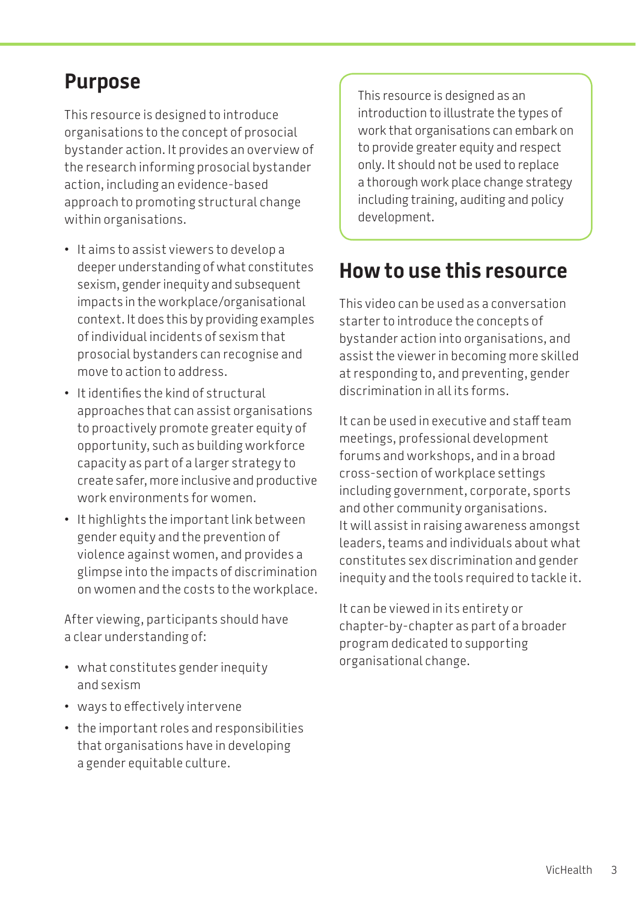## Purpose

This resource is designed to introduce organisations to the concept of prosocial bystander action. It provides an overview of the research informing prosocial bystander action, including an evidence-based approach to promoting structural change within organisations.

- It aims to assist viewers to develop a deeper understanding of what constitutes sexism, gender inequity and subsequent impacts in the workplace/organisational context. It does this by providing examples of individual incidents of sexism that prosocial bystanders can recognise and move to action to address.
- It identifies the kind of structural approaches that can assist organisations to proactively promote greater equity of opportunity, such as building workforce capacity as part of a larger strategy to create safer, more inclusive and productive work environments for women.
- It highlights the important link between gender equity and the prevention of violence against women, and provides a glimpse into the impacts of discrimination on women and the costs to the workplace.

After viewing, participants should have a clear understanding of:

- what constitutes gender inequity and sexism
- ways to effectively intervene
- the important roles and responsibilities that organisations have in developing a gender equitable culture.

This resource is designed as an introduction to illustrate the types of work that organisations can embark on to provide greater equity and respect only. It should not be used to replace a thorough work place change strategy including training, auditing and policy development.

## How to use this resource

This video can be used as a conversation starter to introduce the concepts of bystander action into organisations, and assist the viewer in becoming more skilled at responding to, and preventing, gender discrimination in all its forms.

It can be used in executive and staff team meetings, professional development forums and workshops, and in a broad cross-section of workplace settings including government, corporate, sports and other community organisations. It will assist in raising awareness amongst leaders, teams and individuals about what constitutes sex discrimination and gender inequity and the tools required to tackle it.

It can be viewed in its entirety or chapter-by-chapter as part of a broader program dedicated to supporting organisational change.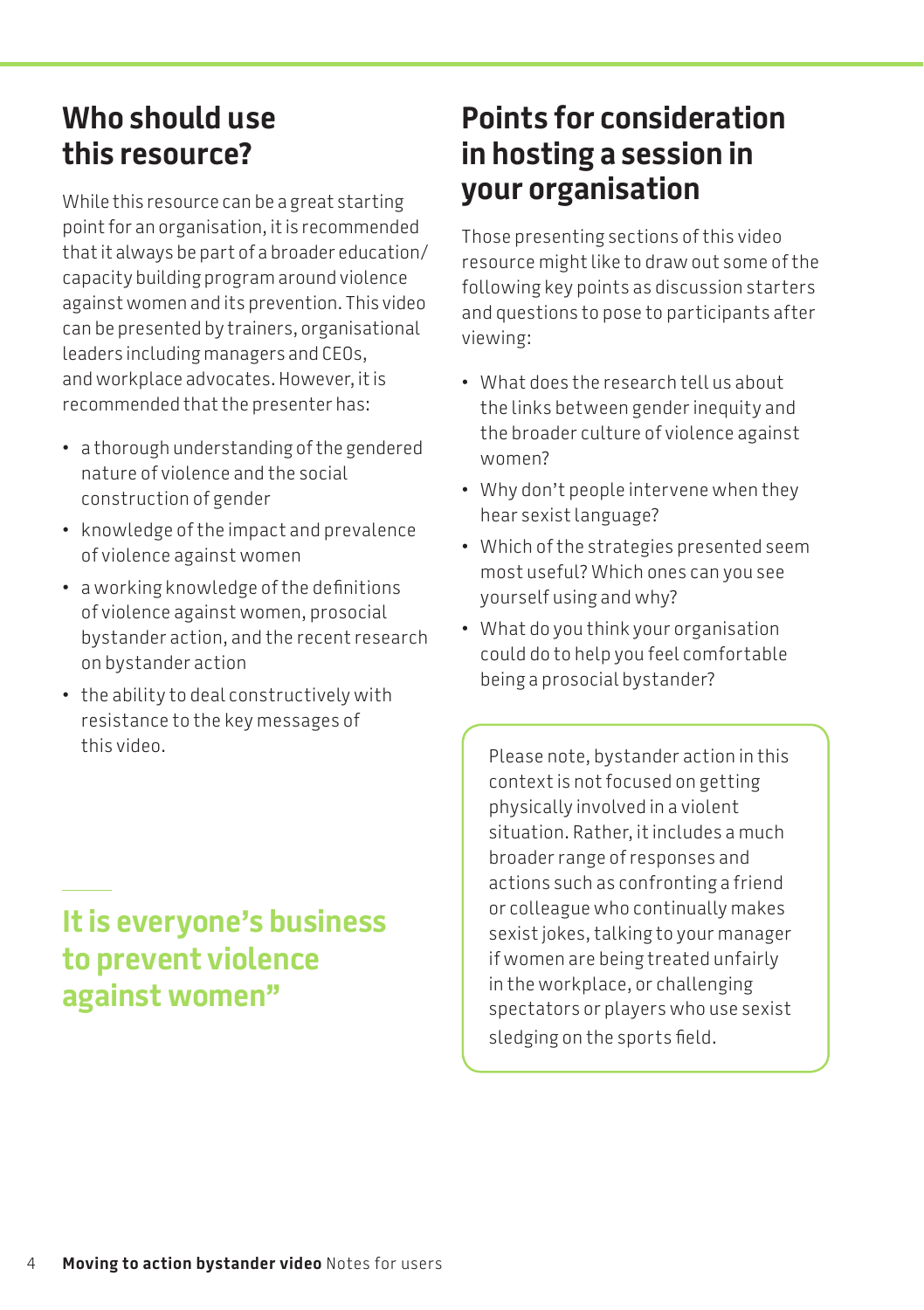## Who should use this resource?

While this resource can be a great starting point for an organisation, it is recommended that it always be part of a broader education/capacity building program around violence against women and its prevention. This video can be presented by trainers, organisational leaders including managers and CEOs, and workplace advocates. However, it is recommended that the presenter has:

- a thorough understanding of the gendered nature of violence and the social construction of gender
- knowledge of the impact and prevalence of violence against women
- a working knowledge of the definitions of violence against women, prosocial bystander action, and the recent research on bystander action
- the ability to deal constructively with resistance to the key messages of this video.

**It is everyone's business to prevent violence against women"**

## Points for consideration in hosting a session in your organisation

Those presenting sections of this video resource might like to draw out some of the following key points as discussion starters and questions to pose to participants after viewing:

- What does the research tell us about the links between gender inequity and the broader culture of violence against women?
- Why don't people intervene when they hear sexist language?
- Which of the strategies presented seem most useful? Which ones can you see yourself using and why?
- What do you think your organisation could do to help you feel comfortable being a prosocial bystander?

Please note, bystander action in this context is not focused on getting physically involved in a violent situation. Rather, it includes a much broader range of responses and actions such as confronting a friend or colleague who continually makes sexist jokes, talking to your manager if women are being treated unfairly in the workplace, or challenging spectators or players who use sexist sledging on the sports field.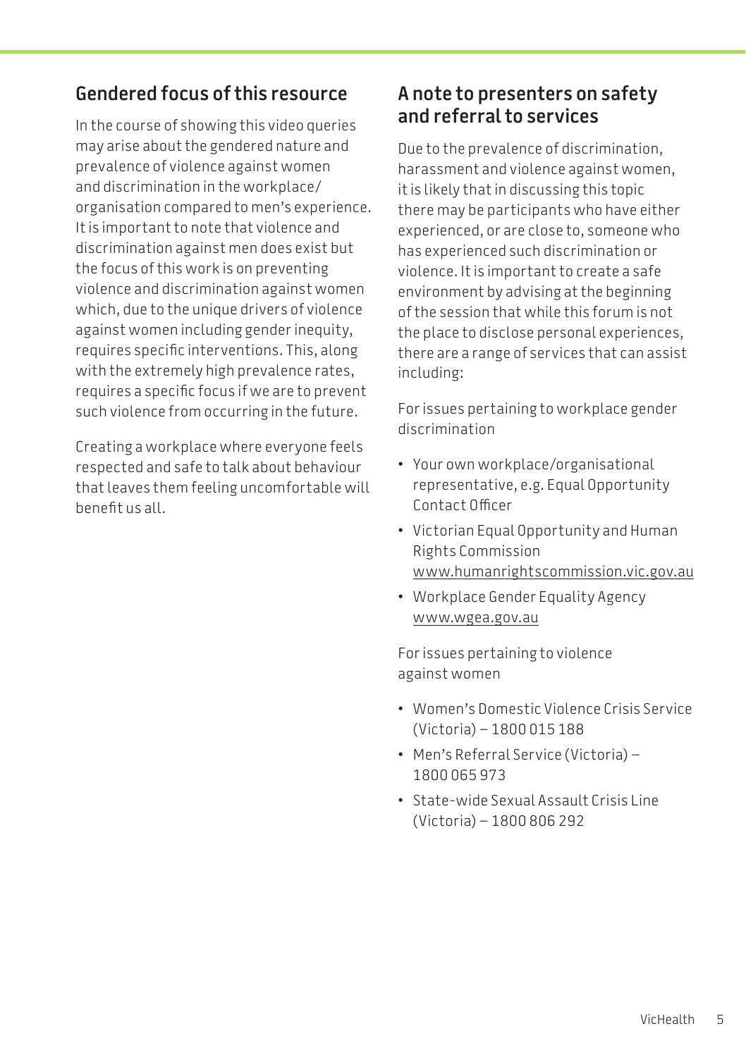## Gendered focus of this resource

In the course of showing this video queries may arise about the gendered nature and prevalence of violence against women and discrimination in the workplace/organisation compared to men's experience. It is important to note that violence and discrimination against men does exist but the focus of this work is on preventing violence and discrimination against women which, due to the unique drivers of violence against women including gender inequity, requires specific interventions. This, along with the extremely high prevalence rates, requires a specific focus if we are to prevent such violence from occurring in the future.

Creating a workplace where everyone feels respected and safe to talk about behaviour that leaves them feeling uncomfortable will benefit us all.

## A note to presenters on safety and referral to services

Due to the prevalence of discrimination, harassment and violence against women, it is likely that in discussing this topic there may be participants who have either experienced, or are close to, someone who has experienced such discrimination or violence. It is important to create a safe environment by advising at the beginning of the session that while this forum is not the place to disclose personal experiences, there are a range of services that can assist including:

For issues pertaining to workplace gender discrimination

- Your own workplace/organisational representative, e.g. Equal Opportunity Contact Officer
- Victorian Equal Opportunity and Human Rights Commission www.humanrightscommission.vic.gov.au
- Workplace Gender Equality Agency www.wgea.gov.au

For issues pertaining to violence against women

- Women's Domestic Violence Crisis Service (Victoria) – 1800 015 188
- Men's Referral Service (Victoria) – 1800 065 973
- State-wide Sexual Assault Crisis Line (Victoria) – 1800 806 292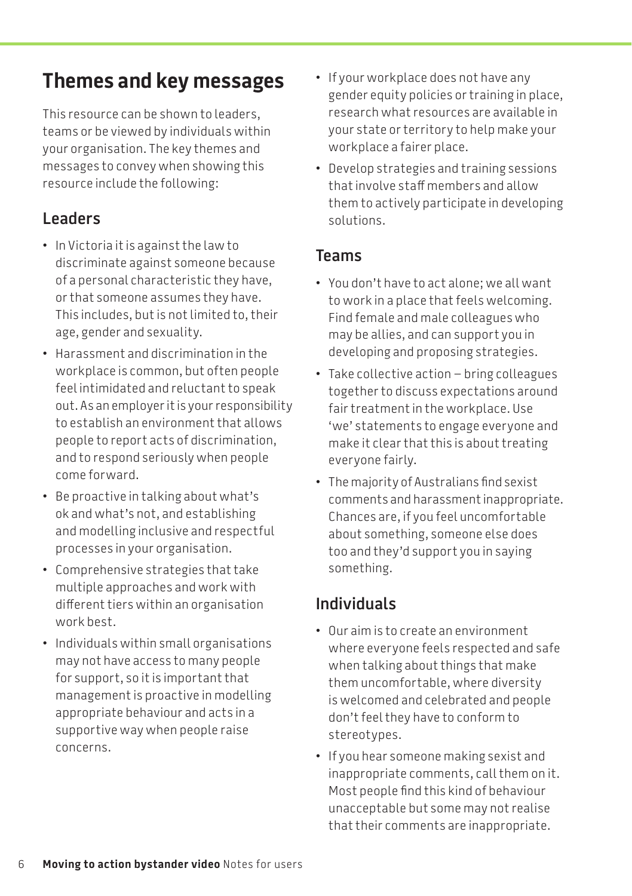# Themes and key messages

This resource can be shown to leaders, teams or be viewed by individuals within your organisation. The key themes and messages to convey when showing this resource include the following:

## Leaders

- In Victoria it is against the law to discriminate against someone because of a personal characteristic they have, or that someone assumes they have. This includes, but is not limited to, their age, gender and sexuality.
- Harassment and discrimination in the workplace is common, but often people feel intimidated and reluctant to speak out. As an employer it is your responsibility to establish an environment that allows people to report acts of discrimination, and to respond seriously when people come forward.
- Be proactive in talking about what's ok and what's not, and establishing and modelling inclusive and respectful processes in your organisation.
- Comprehensive strategies that take multiple approaches and work with different tiers within an organisation work best.
- Individuals within small organisations may not have access to many people for support, so it is important that management is proactive in modelling appropriate behaviour and acts in a supportive way when people raise concerns.
- If your workplace does not have any gender equity policies or training in place, research what resources are available in your state or territory to help make your workplace a fairer place.
- Develop strategies and training sessions that involve staff members and allow them to actively participate in developing solutions.

## Teams

- You don't have to act alone; we all want to work in a place that feels welcoming. Find female and male colleagues who may be allies, and can support you in developing and proposing strategies.
- Take collective action – bring colleagues together to discuss expectations around fair treatment in the workplace. Use 'we' statements to engage everyone and make it clear that this is about treating everyone fairly.
- The majority of Australians find sexist comments and harassment inappropriate. Chances are, if you feel uncomfortable about something, someone else does too and they'd support you in saying something.

## Individuals

- Our aim is to create an environment where everyone feels respected and safe when talking about things that make them uncomfortable, where diversity is welcomed and celebrated and people don't feel they have to conform to stereotypes.
- If you hear someone making sexist and inappropriate comments, call them on it. Most people find this kind of behaviour unacceptable but some may not realise that their comments are inappropriate.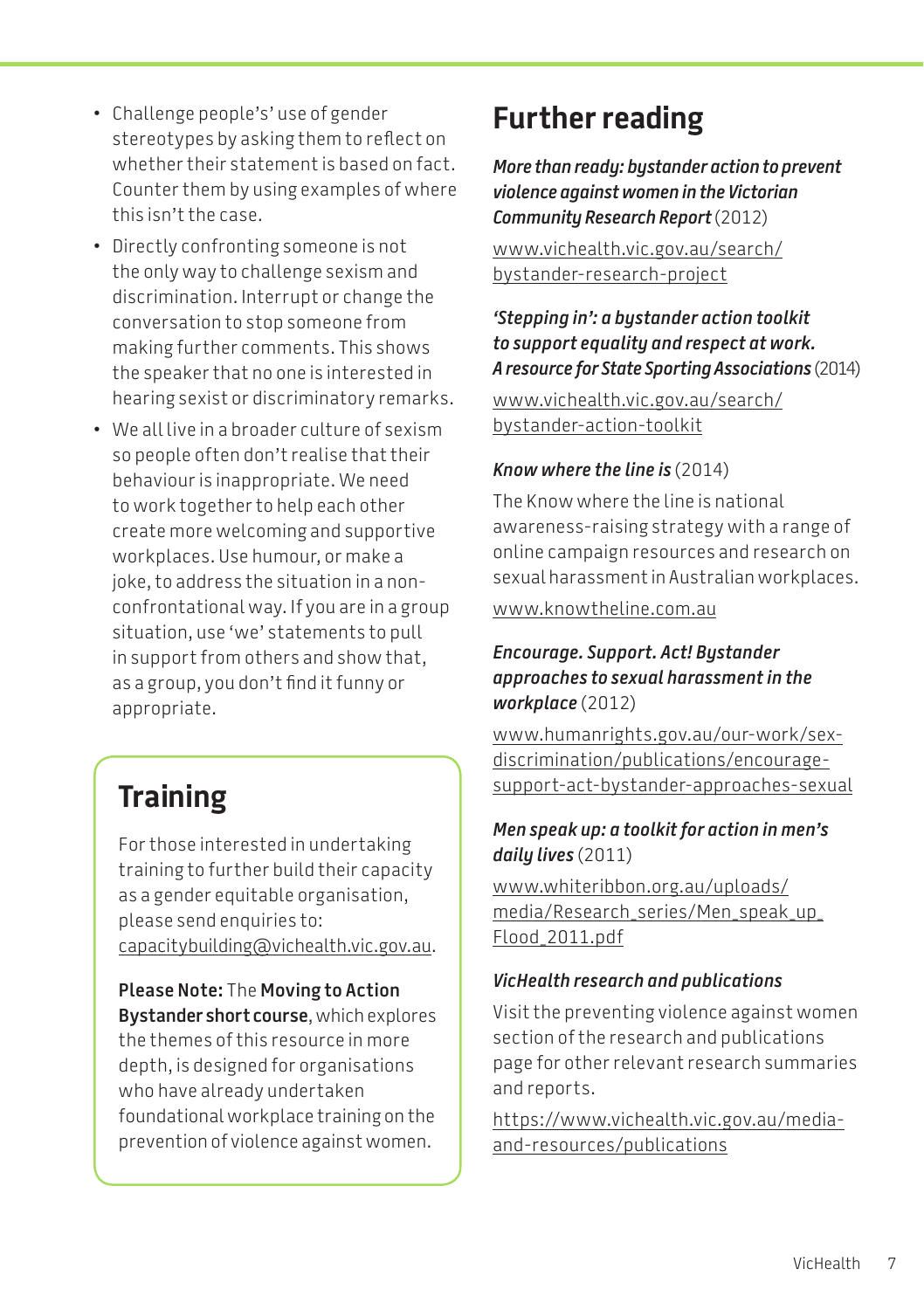- Challenge people's' use of gender stereotypes by asking them to reflect on whether their statement is based on fact. Counter them by using examples of where this isn't the case.
- Directly confronting someone is not the only way to challenge sexism and discrimination. Interrupt or change the conversation to stop someone from making further comments. This shows the speaker that no one is interested in hearing sexist or discriminatory remarks.
- We all live in a broader culture of sexism so people often don't realise that their behaviour is inappropriate. We need to work together to help each other create more welcoming and supportive workplaces. Use humour, or make a joke, to address the situation in a non-confrontational way. If you are in a group situation, use 'we' statements to pull in support from others and show that, as a group, you don't find it funny or appropriate.

## Training

For those interested in undertaking training to further build their capacity as a gender equitable organisation, please send enquiries to: capacitybuilding@vichealth.vic.gov.au.

**Please Note:** The **Moving to Action Bystander short course**, which explores the themes of this resource in more depth, is designed for organisations who have already undertaken foundational workplace training on the prevention of violence against women.

# Further reading

***More than ready: bystander action to prevent violence against women in the Victorian Community Research Report*** (2012)

www.vichealth.vic.gov.au/search/bystander-research-project

***'Stepping in': a bystander action toolkit to support equality and respect at work. A resource for State Sporting Associations*** (2014)

www.vichealth.vic.gov.au/search/bystander-action-toolkit

***Know where the line is*** (2014)

The Know where the line is national awareness-raising strategy with a range of online campaign resources and research on sexual harassment in Australian workplaces.

www.knowtheline.com.au

***Encourage. Support. Act! Bystander approaches to sexual harassment in the workplace*** (2012)

www.humanrights.gov.au/our-work/sex-discrimination/publications/encourage-support-act-bystander-approaches-sexual

***Men speak up: a toolkit for action in men's daily lives*** (2011)

www.whiteribbon.org.au/uploads/media/Research_series/Men_speak_up_Flood_2011.pdf

***VicHealth research and publications***

Visit the preventing violence against women section of the research and publications page for other relevant research summaries and reports.

https://www.vichealth.vic.gov.au/media-and-resources/publications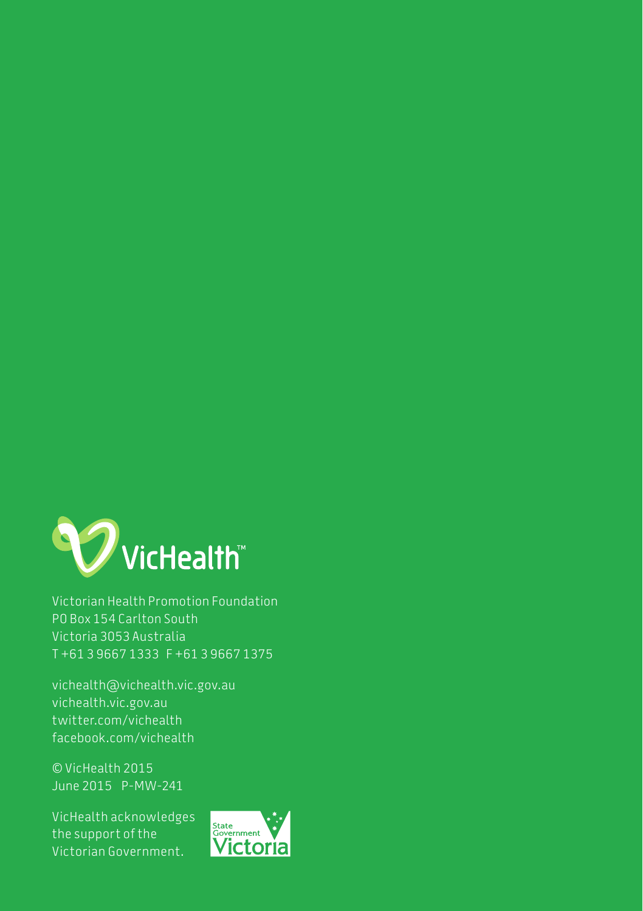VicHealth™

Victorian Health Promotion Foundation
PO Box 154 Carlton South
Victoria 3053 Australia
T +61 3 9667 1333 F +61 3 9667 1375

vichealth@vichealth.vic.gov.au
vichealth.vic.gov.au
twitter.com/vichealth
facebook.com/vichealth

© VicHealth 2015
June 2015 P-MW-241

VicHealth acknowledges the support of the Victorian Government.

State Government Victoria